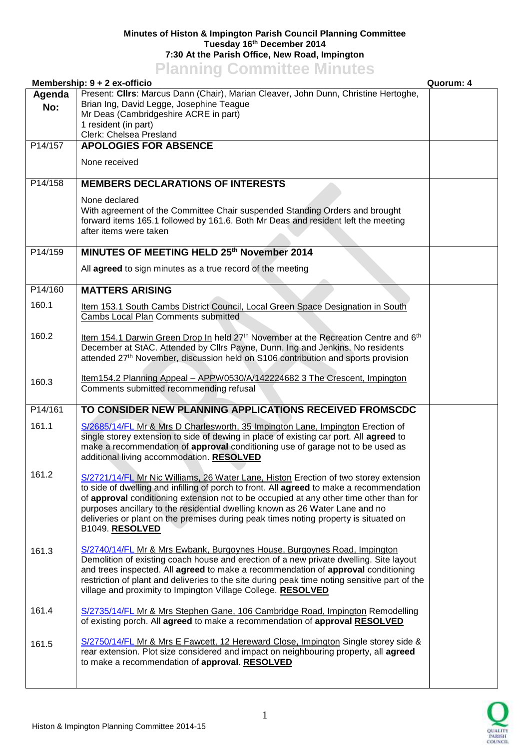**Minutes of Histon & Impington Parish Council Planning Committee**
**Tuesday 16th December 2014**
**7:30 At the Parish Office, New Road, Impington**

# Planning Committee Minutes

**Membership: 9 + 2 ex-officio** **Quorum: 4**

| Agenda No: | Present: **Cllrs**: Marcus Dann (Chair), Marian Cleaver, John Dunn, Christine Hertoghe, Brian Ing, David Legge, Josephine Teague<br>Mr Deas (Cambridgeshire ACRE in part)<br>1 resident (in part)<br>Clerk: Chelsea Presland | |
|---|---|---|
| P14/157 | **APOLOGIES FOR ABSENCE**<br><br>None received | |
| P14/158 | **MEMBERS DECLARATIONS OF INTERESTS**<br><br>None declared<br>With agreement of the Committee Chair suspended Standing Orders and brought forward items 165.1 followed by 161.6. Both Mr Deas and resident left the meeting after items were taken | |
| P14/159 | **MINUTES OF MEETING HELD 25th November 2014**<br><br>All **agreed** to sign minutes as a true record of the meeting | |
| P14/160 | **MATTERS ARISING** | |
| 160.1 | Item 153.1 South Cambs District Council, Local Green Space Designation in South Cambs Local Plan Comments submitted | |
| 160.2 | Item 154.1 Darwin Green Drop In held 27th November at the Recreation Centre and 6th December at StAC. Attended by Cllrs Payne, Dunn, Ing and Jenkins. No residents attended 27th November, discussion held on S106 contribution and sports provision | |
| 160.3 | Item154.2 Planning Appeal – APPW0530/A/142224682 3 The Crescent, Impington Comments submitted recommending refusal | |
| P14/161 | **TO CONSIDER NEW PLANNING APPLICATIONS RECEIVED FROMSCDC** | |
| 161.1 | S/2685/14/FL Mr & Mrs D Charlesworth, 35 Impington Lane, Impington Erection of single storey extension to side of dewing in place of existing car port. All **agreed** to make a recommendation of **approval** conditioning use of garage not to be used as additional living accommodation. **RESOLVED** | |
| 161.2 | S/2721/14/FL Mr Nic Williams, 26 Water Lane, Histon Erection of two storey extension to side of dwelling and infilling of porch to front. All **agreed** to make a recommendation of **approval** conditioning extension not to be occupied at any other time other than for purposes ancillary to the residential dwelling known as 26 Water Lane and no deliveries or plant on the premises during peak times noting property is situated on B1049. **RESOLVED** | |
| 161.3 | S/2740/14/FL Mr & Mrs Ewbank, Burgoynes House, Burgoynes Road, Impington Demolition of existing coach house and erection of a new private dwelling. Site layout and trees inspected. All **agreed** to make a recommendation of **approval** conditioning restriction of plant and deliveries to the site during peak time noting sensitive part of the village and proximity to Impington Village College. **RESOLVED** | |
| 161.4 | S/2735/14/FL Mr & Mrs Stephen Gane, 106 Cambridge Road, Impington Remodelling of existing porch. All **agreed** to make a recommendation of **approval** **RESOLVED** | |
| 161.5 | S/2750/14/FL Mr & Mrs E Fawcett, 12 Hereward Close, Impington Single storey side & rear extension. Plot size considered and impact on neighbouring property, all **agreed** to make a recommendation of **approval**. **RESOLVED** | |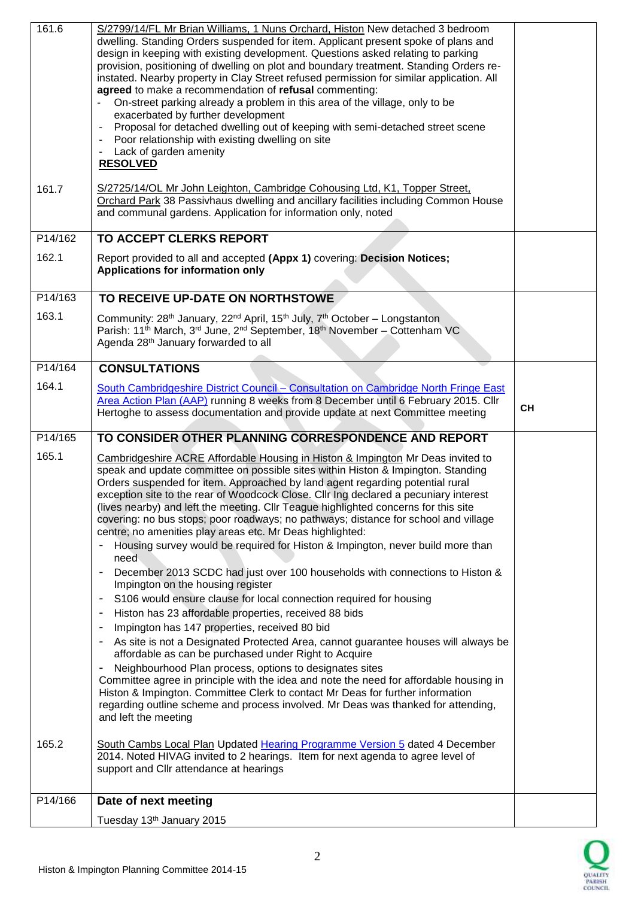| | | |
|---|---|---|
| 161.6 | S/2799/14/FL Mr Brian Williams, 1 Nuns Orchard, Histon New detached 3 bedroom dwelling. Standing Orders suspended for item. Applicant present spoke of plans and design in keeping with existing development. Questions asked relating to parking provision, positioning of dwelling on plot and boundary treatment. Standing Orders re-instated. Nearby property in Clay Street refused permission for similar application. All **agreed** to make a recommendation of **refusal** commenting:<br>- On-street parking already a problem in this area of the village, only to be exacerbated by further development<br>- Proposal for detached dwelling out of keeping with semi-detached street scene<br>- Poor relationship with existing dwelling on site<br>- Lack of garden amenity<br>**RESOLVED** | |
| 161.7 | S/2725/14/OL Mr John Leighton, Cambridge Cohousing Ltd, K1, Topper Street, Orchard Park 38 Passivhaus dwelling and ancillary facilities including Common House and communal gardens. Application for information only, noted | |
| P14/162 | **TO ACCEPT CLERKS REPORT** | |
| 162.1 | Report provided to all and accepted **(Appx 1)** covering: **Decision Notices; Applications for information only** | |
| P14/163 | **TO RECEIVE UP-DATE ON NORTHSTOWE** | |
| 163.1 | Community: 28th January, 22nd April, 15th July, 7th October – Longstanton<br>Parish: 11th March, 3rd June, 2nd September, 18th November – Cottenham VC<br>Agenda 28th January forwarded to all | |
| P14/164 | **CONSULTATIONS** | |
| 164.1 | South Cambridgeshire District Council – Consultation on Cambridge North Fringe East Area Action Plan (AAP) running 8 weeks from 8 December until 6 February 2015. Cllr Hertoghe to assess documentation and provide update at next Committee meeting | **CH** |
| P14/165 | **TO CONSIDER OTHER PLANNING CORRESPONDENCE AND REPORT** | |
| 165.1 | Cambridgeshire ACRE Affordable Housing in Histon & Impington Mr Deas invited to speak and update committee on possible sites within Histon & Impington. Standing Orders suspended for item. Approached by land agent regarding potential rural exception site to the rear of Woodcock Close. Cllr Ing declared a pecuniary interest (lives nearby) and left the meeting. Cllr Teague highlighted concerns for this site covering: no bus stops; poor roadways; no pathways; distance for school and village centre; no amenities play areas etc. Mr Deas highlighted:<br>- Housing survey would be required for Histon & Impington, never build more than need<br>- December 2013 SCDC had just over 100 households with connections to Histon & Impington on the housing register<br>- S106 would ensure clause for local connection required for housing<br>- Histon has 23 affordable properties, received 88 bids<br>- Impington has 147 properties, received 80 bid<br>- As site is not a Designated Protected Area, cannot guarantee houses will always be affordable as can be purchased under Right to Acquire<br>- Neighbourhood Plan process, options to designates sites<br>Committee agree in principle with the idea and note the need for affordable housing in Histon & Impington. Committee Clerk to contact Mr Deas for further information regarding outline scheme and process involved. Mr Deas was thanked for attending, and left the meeting | |
| 165.2 | South Cambs Local Plan Updated Hearing Programme Version 5 dated 4 December 2014. Noted HIVAG invited to 2 hearings. Item for next agenda to agree level of support and Cllr attendance at hearings | |
| P14/166 | **Date of next meeting** | |
| | Tuesday 13th January 2015 | |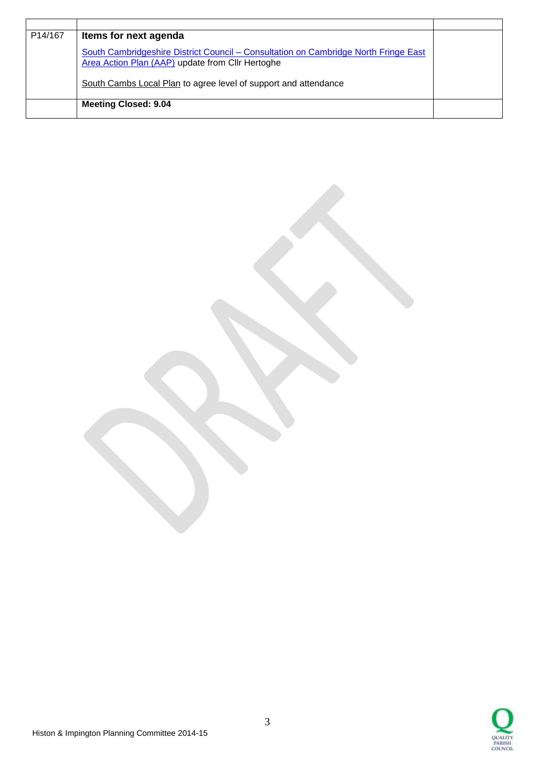| | | |
|---|---|---|
| P14/167 | **Items for next agenda**<br><br>South Cambridgeshire District Council – Consultation on Cambridge North Fringe East Area Action Plan (AAP) update from Cllr Hertoghe<br><br>South Cambs Local Plan to agree level of support and attendance | |
| | **Meeting Closed: 9.04** | |

DRAFT